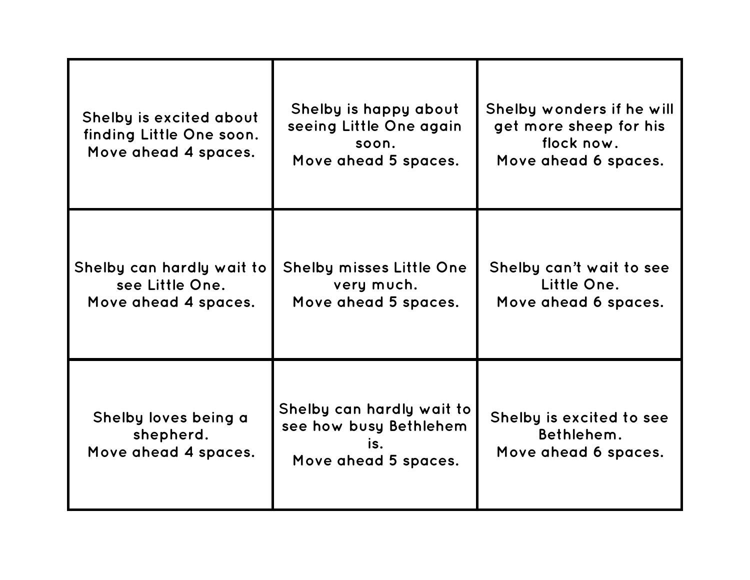| | | |
|---|---|---|
| Shelby is excited about finding Little One soon.<br>Move ahead 4 spaces. | Shelby is happy about seeing Little One again soon.<br>Move ahead 5 spaces. | Shelby wonders if he will get more sheep for his flock now.<br>Move ahead 6 spaces. |
| Shelby can hardly wait to see Little One.<br>Move ahead 4 spaces. | Shelby misses Little One very much.<br>Move ahead 5 spaces. | Shelby can't wait to see Little One.<br>Move ahead 6 spaces. |
| Shelby loves being a shepherd.<br>Move ahead 4 spaces. | Shelby can hardly wait to see how busy Bethlehem is.<br>Move ahead 5 spaces. | Shelby is excited to see Bethlehem.<br>Move ahead 6 spaces. |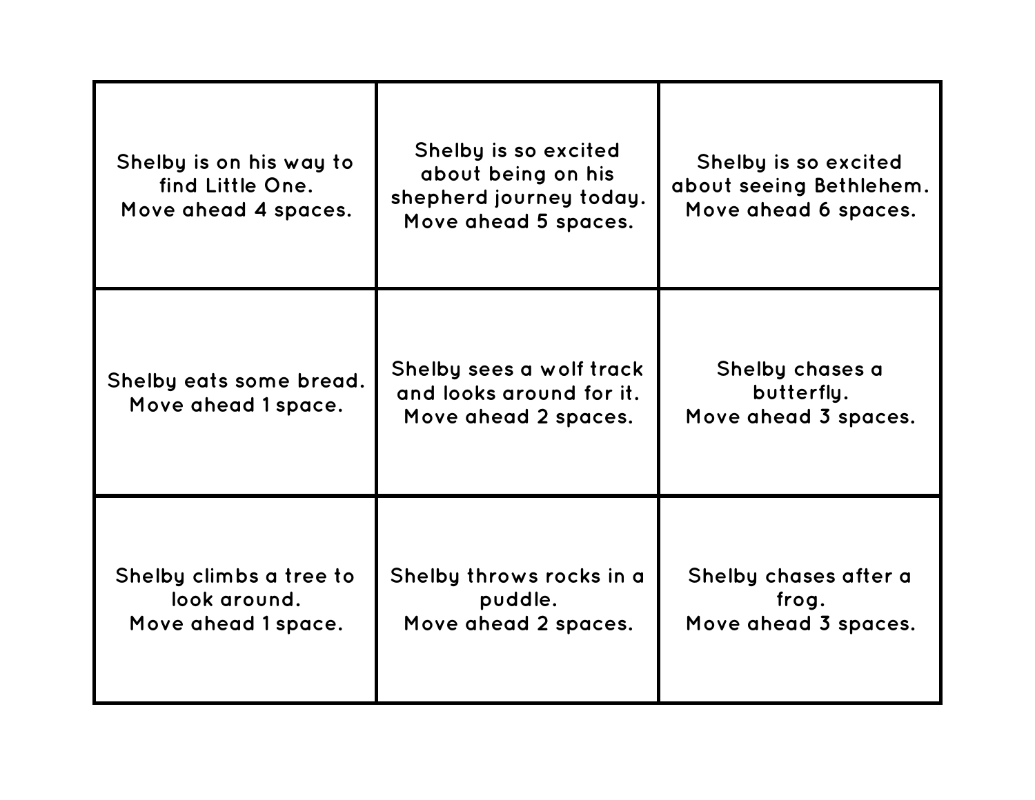| | | |
|---|---|---|
| Shelby is on his way to find Little One. Move ahead 4 spaces. | Shelby is so excited about being on his shepherd journey today. Move ahead 5 spaces. | Shelby is so excited about seeing Bethlehem. Move ahead 6 spaces. |
| Shelby eats some bread. Move ahead 1 space. | Shelby sees a wolf track and looks around for it. Move ahead 2 spaces. | Shelby chases a butterfly. Move ahead 3 spaces. |
| Shelby climbs a tree to look around. Move ahead 1 space. | Shelby throws rocks in a puddle. Move ahead 2 spaces. | Shelby chases after a frog. Move ahead 3 spaces. |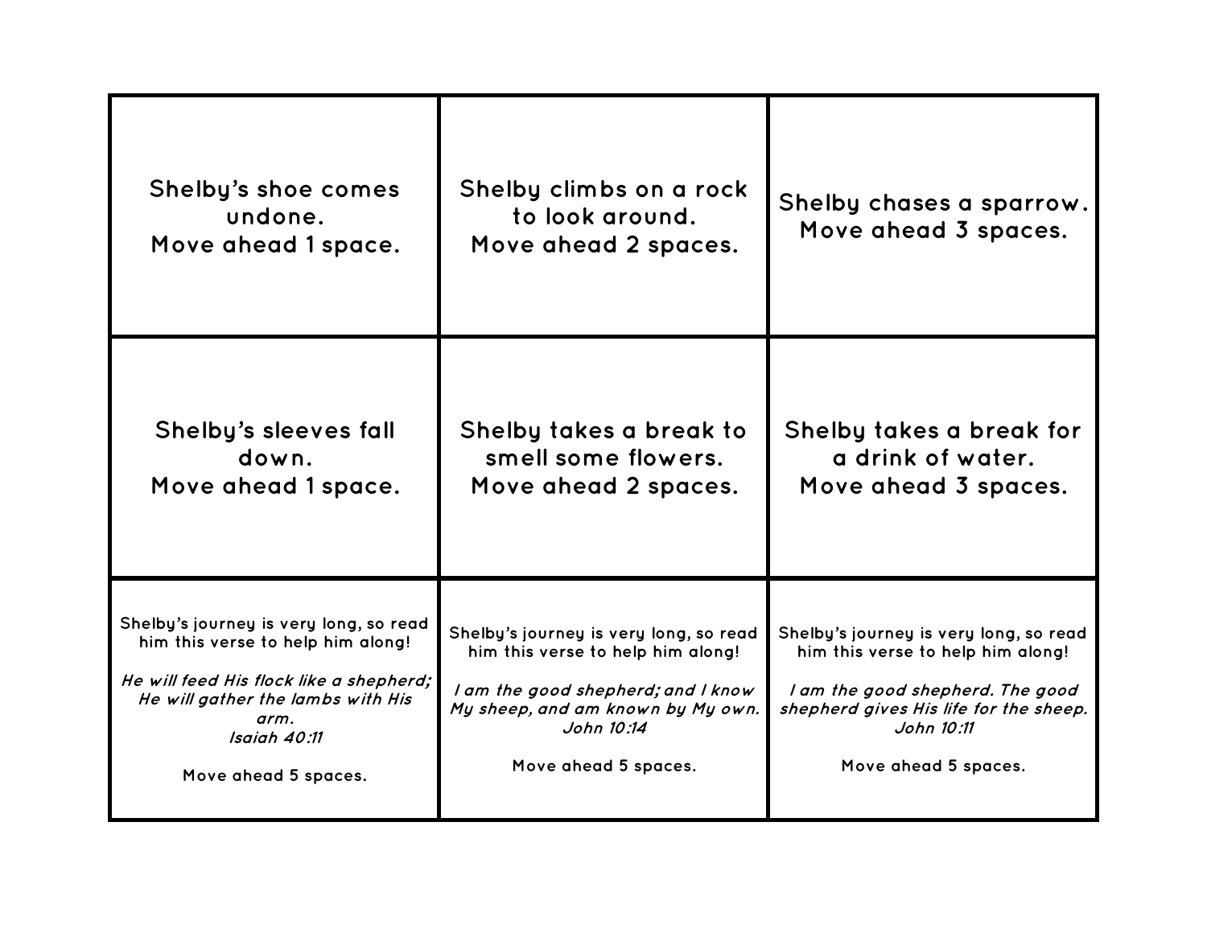| | | |
|---|---|---|
| **Shelby's shoe comes undone.<br>Move ahead 1 space.** | **Shelby climbs on a rock to look around.<br>Move ahead 2 spaces.** | **Shelby chases a sparrow.<br>Move ahead 3 spaces.** |
| **Shelby's sleeves fall down.<br>Move ahead 1 space.** | **Shelby takes a break to smell some flowers.<br>Move ahead 2 spaces.** | **Shelby takes a break for a drink of water.<br>Move ahead 3 spaces.** |
| Shelby's journey is very long, so read him this verse to help him along!<br><br>*He will feed His flock like a shepherd; He will gather the lambs with His arm.<br>Isaiah 40:11*<br><br>Move ahead 5 spaces. | Shelby's journey is very long, so read him this verse to help him along!<br><br>*I am the good shepherd; and I know My sheep, and am known by My own.<br>John 10:14*<br><br>Move ahead 5 spaces. | Shelby's journey is very long, so read him this verse to help him along!<br><br>*I am the good shepherd. The good shepherd gives His life for the sheep.<br>John 10:11*<br><br>Move ahead 5 spaces. |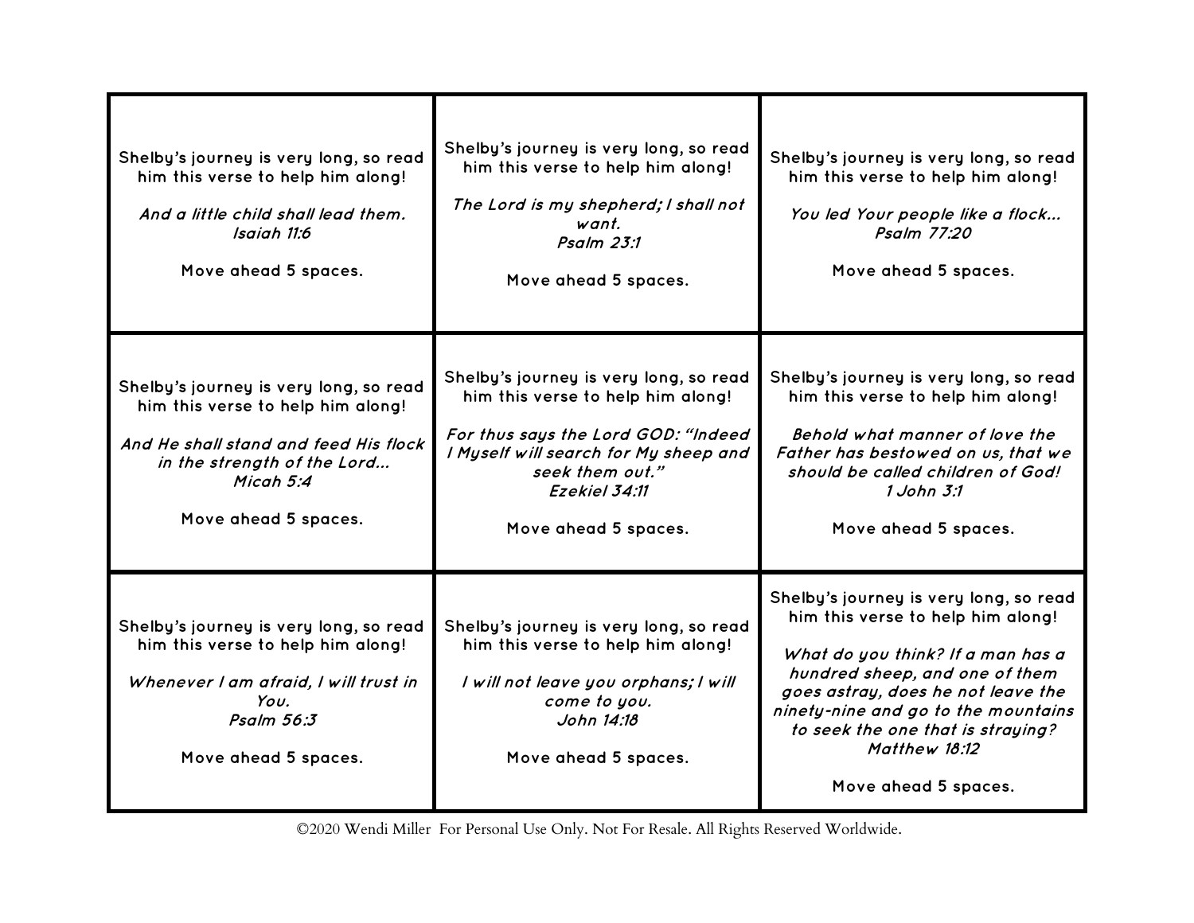| | | |
|---|---|---|
| Shelby's journey is very long, so read him this verse to help him along!<br><br>*And a little child shall lead them.*<br>*Isaiah 11:6*<br><br>Move ahead 5 spaces. | Shelby's journey is very long, so read him this verse to help him along!<br><br>*The Lord is my shepherd; I shall not want.*<br>*Psalm 23:1*<br><br>Move ahead 5 spaces. | Shelby's journey is very long, so read him this verse to help him along!<br><br>*You led Your people like a flock...*<br>*Psalm 77:20*<br><br>Move ahead 5 spaces. |
| Shelby's journey is very long, so read him this verse to help him along!<br><br>*And He shall stand and feed His flock in the strength of the Lord...*<br>*Micah 5:4*<br><br>Move ahead 5 spaces. | Shelby's journey is very long, so read him this verse to help him along!<br><br>*For thus says the Lord GOD: "Indeed I Myself will search for My sheep and seek them out."*<br>*Ezekiel 34:11*<br><br>Move ahead 5 spaces. | Shelby's journey is very long, so read him this verse to help him along!<br><br>*Behold what manner of love the Father has bestowed on us, that we should be called children of God!*<br>*1 John 3:1*<br><br>Move ahead 5 spaces. |
| Shelby's journey is very long, so read him this verse to help him along!<br><br>*Whenever I am afraid, I will trust in You.*<br>*Psalm 56:3*<br><br>Move ahead 5 spaces. | Shelby's journey is very long, so read him this verse to help him along!<br><br>*I will not leave you orphans; I will come to you.*<br>*John 14:18*<br><br>Move ahead 5 spaces. | Shelby's journey is very long, so read him this verse to help him along!<br><br>*What do you think? If a man has a hundred sheep, and one of them goes astray, does he not leave the ninety-nine and go to the mountains to seek the one that is straying?*<br>*Matthew 18:12*<br><br>Move ahead 5 spaces. |

©2020 Wendi Miller For Personal Use Only. Not For Resale. All Rights Reserved Worldwide.